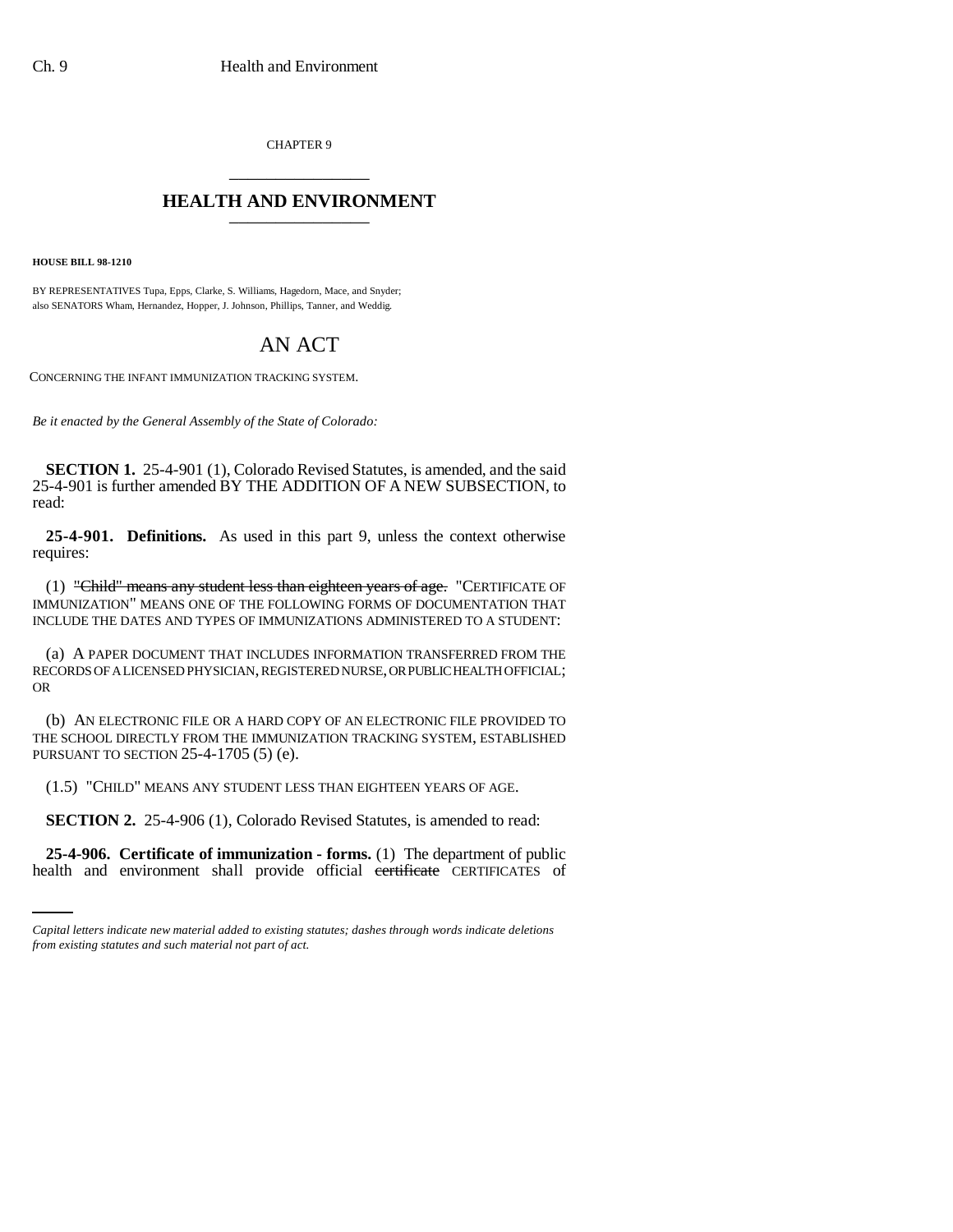CHAPTER 9

## HEALTH AND ENVIRONMENT

**HOUSE BILL 98-1210**

BY REPRESENTATIVES Tupa, Epps, Clarke, S. Williams, Hagedorn, Mace, and Snyder;
also SENATORS Wham, Hernandez, Hopper, J. Johnson, Phillips, Tanner, and Weddig.

# AN ACT

CONCERNING THE INFANT IMMUNIZATION TRACKING SYSTEM.

*Be it enacted by the General Assembly of the State of Colorado:*

**SECTION 1.** 25-4-901 (1), Colorado Revised Statutes, is amended, and the said 25-4-901 is further amended BY THE ADDITION OF A NEW SUBSECTION, to read:

**25-4-901. Definitions.** As used in this part 9, unless the context otherwise requires:

(1) ~~"Child" means any student less than eighteen years of age.~~ "CERTIFICATE OF IMMUNIZATION" MEANS ONE OF THE FOLLOWING FORMS OF DOCUMENTATION THAT INCLUDE THE DATES AND TYPES OF IMMUNIZATIONS ADMINISTERED TO A STUDENT:

(a) A PAPER DOCUMENT THAT INCLUDES INFORMATION TRANSFERRED FROM THE RECORDS OF A LICENSED PHYSICIAN, REGISTERED NURSE, OR PUBLIC HEALTH OFFICIAL; OR

(b) AN ELECTRONIC FILE OR A HARD COPY OF AN ELECTRONIC FILE PROVIDED TO THE SCHOOL DIRECTLY FROM THE IMMUNIZATION TRACKING SYSTEM, ESTABLISHED PURSUANT TO SECTION 25-4-1705 (5) (e).

(1.5) "CHILD" MEANS ANY STUDENT LESS THAN EIGHTEEN YEARS OF AGE.

**SECTION 2.** 25-4-906 (1), Colorado Revised Statutes, is amended to read:

**25-4-906. Certificate of immunization - forms.** (1) The department of public health and environment shall provide official ~~certificate~~ CERTIFICATES of

*Capital letters indicate new material added to existing statutes; dashes through words indicate deletions from existing statutes and such material not part of act.*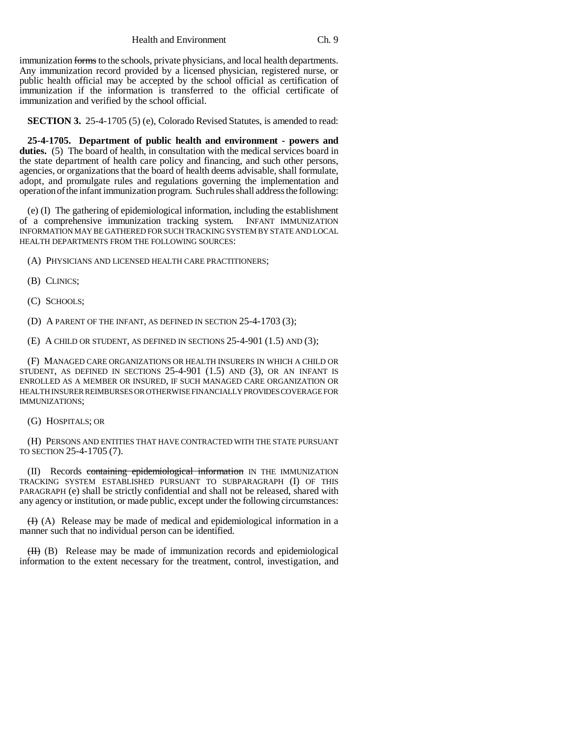immunization ~~forms~~ to the schools, private physicians, and local health departments. Any immunization record provided by a licensed physician, registered nurse, or public health official may be accepted by the school official as certification of immunization if the information is transferred to the official certificate of immunization and verified by the school official.

**SECTION 3.** 25-4-1705 (5) (e), Colorado Revised Statutes, is amended to read:

**25-4-1705. Department of public health and environment - powers and duties.** (5) The board of health, in consultation with the medical services board in the state department of health care policy and financing, and such other persons, agencies, or organizations that the board of health deems advisable, shall formulate, adopt, and promulgate rules and regulations governing the implementation and operation of the infant immunization program. Such rules shall address the following:

(e) (I) The gathering of epidemiological information, including the establishment of a comprehensive immunization tracking system. INFANT IMMUNIZATION INFORMATION MAY BE GATHERED FOR SUCH TRACKING SYSTEM BY STATE AND LOCAL HEALTH DEPARTMENTS FROM THE FOLLOWING SOURCES:

(A) PHYSICIANS AND LICENSED HEALTH CARE PRACTITIONERS;

(B) CLINICS;

(C) SCHOOLS;

(D) A PARENT OF THE INFANT, AS DEFINED IN SECTION 25-4-1703 (3);

(E) A CHILD OR STUDENT, AS DEFINED IN SECTIONS 25-4-901 (1.5) AND (3);

(F) MANAGED CARE ORGANIZATIONS OR HEALTH INSURERS IN WHICH A CHILD OR STUDENT, AS DEFINED IN SECTIONS 25-4-901 (1.5) AND (3), OR AN INFANT IS ENROLLED AS A MEMBER OR INSURED, IF SUCH MANAGED CARE ORGANIZATION OR HEALTH INSURER REIMBURSES OR OTHERWISE FINANCIALLY PROVIDES COVERAGE FOR IMMUNIZATIONS;

(G) HOSPITALS; OR

(H) PERSONS AND ENTITIES THAT HAVE CONTRACTED WITH THE STATE PURSUANT TO SECTION 25-4-1705 (7).

(II) Records ~~containing epidemiological information~~ IN THE IMMUNIZATION TRACKING SYSTEM ESTABLISHED PURSUANT TO SUBPARAGRAPH (I) OF THIS PARAGRAPH (e) shall be strictly confidential and shall not be released, shared with any agency or institution, or made public, except under the following circumstances:

~~(I)~~ (A) Release may be made of medical and epidemiological information in a manner such that no individual person can be identified.

~~(II)~~ (B) Release may be made of immunization records and epidemiological information to the extent necessary for the treatment, control, investigation, and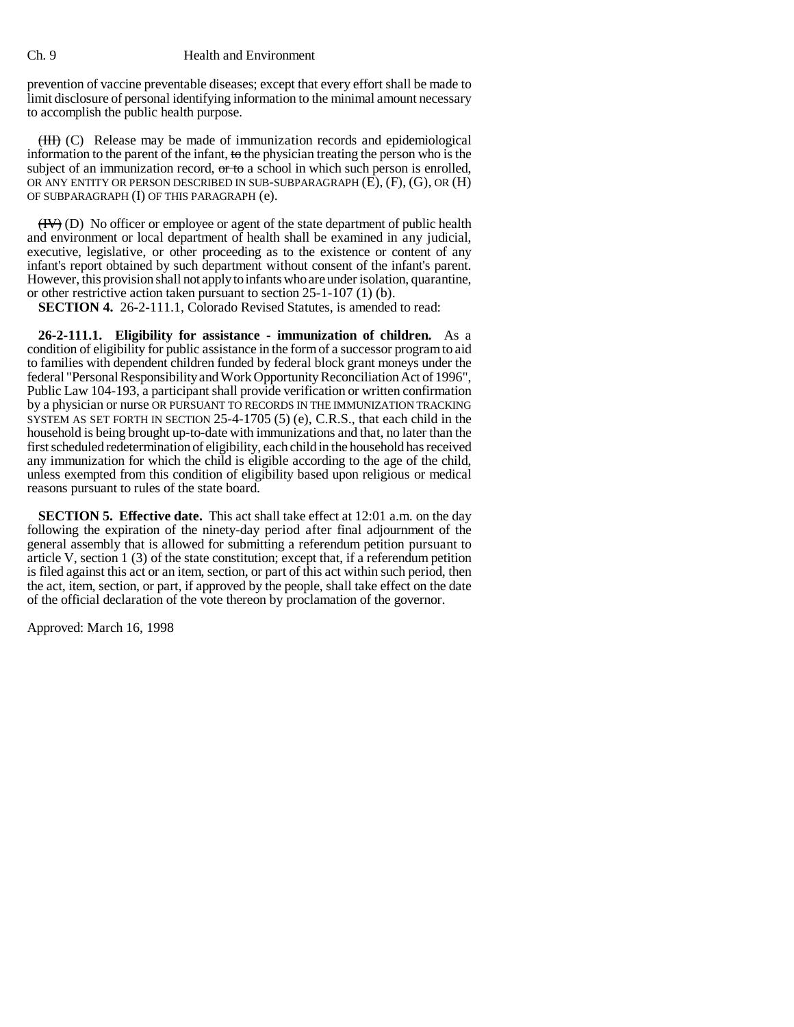prevention of vaccine preventable diseases; except that every effort shall be made to limit disclosure of personal identifying information to the minimal amount necessary to accomplish the public health purpose.

~~(III)~~ (C) Release may be made of immunization records and epidemiological information to the parent of the infant, ~~to~~ the physician treating the person who is the subject of an immunization record, ~~or to~~ a school in which such person is enrolled, OR ANY ENTITY OR PERSON DESCRIBED IN SUB-SUBPARAGRAPH (E), (F), (G), OR (H) OF SUBPARAGRAPH (I) OF THIS PARAGRAPH (e).

~~(IV)~~ (D) No officer or employee or agent of the state department of public health and environment or local department of health shall be examined in any judicial, executive, legislative, or other proceeding as to the existence or content of any infant's report obtained by such department without consent of the infant's parent. However, this provision shall not apply to infants who are under isolation, quarantine, or other restrictive action taken pursuant to section 25-1-107 (1) (b).

**SECTION 4.** 26-2-111.1, Colorado Revised Statutes, is amended to read:

**26-2-111.1. Eligibility for assistance - immunization of children.** As a condition of eligibility for public assistance in the form of a successor program to aid to families with dependent children funded by federal block grant moneys under the federal "Personal Responsibility and Work Opportunity Reconciliation Act of 1996", Public Law 104-193, a participant shall provide verification or written confirmation by a physician or nurse OR PURSUANT TO RECORDS IN THE IMMUNIZATION TRACKING SYSTEM AS SET FORTH IN SECTION 25-4-1705 (5) (e), C.R.S., that each child in the household is being brought up-to-date with immunizations and that, no later than the first scheduled redetermination of eligibility, each child in the household has received any immunization for which the child is eligible according to the age of the child, unless exempted from this condition of eligibility based upon religious or medical reasons pursuant to rules of the state board.

**SECTION 5. Effective date.** This act shall take effect at 12:01 a.m. on the day following the expiration of the ninety-day period after final adjournment of the general assembly that is allowed for submitting a referendum petition pursuant to article V, section 1 (3) of the state constitution; except that, if a referendum petition is filed against this act or an item, section, or part of this act within such period, then the act, item, section, or part, if approved by the people, shall take effect on the date of the official declaration of the vote thereon by proclamation of the governor.

Approved: March 16, 1998